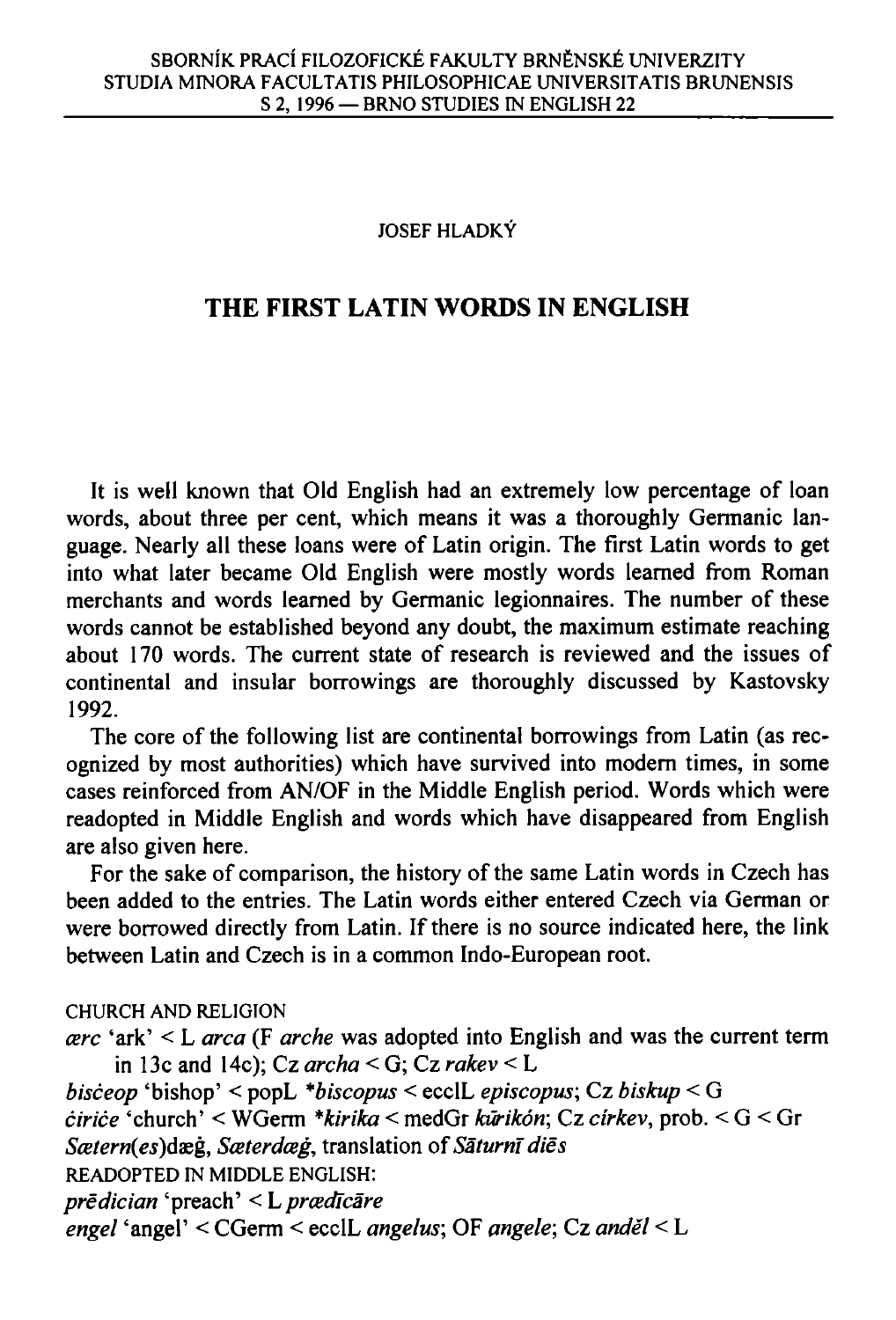SBORNÍK PRACÍ FILOZOFICKÉ FAKULTY BRNĚNSKÉ UNIVERZITY
STUDIA MINORA FACULTATIS PHILOSOPHICAE UNIVERSITATIS BRUNENSIS
S 2, 1996 — BRNO STUDIES IN ENGLISH 22

JOSEF HLADKÝ

# THE FIRST LATIN WORDS IN ENGLISH

It is well known that Old English had an extremely low percentage of loan words, about three per cent, which means it was a thoroughly Germanic language. Nearly all these loans were of Latin origin. The first Latin words to get into what later became Old English were mostly words learned from Roman merchants and words learned by Germanic legionnaires. The number of these words cannot be established beyond any doubt, the maximum estimate reaching about 170 words. The current state of research is reviewed and the issues of continental and insular borrowings are thoroughly discussed by Kastovsky 1992.

The core of the following list are continental borrowings from Latin (as recognized by most authorities) which have survived into modern times, in some cases reinforced from AN/OF in the Middle English period. Words which were readopted in Middle English and words which have disappeared from English are also given here.

For the sake of comparison, the history of the same Latin words in Czech has been added to the entries. The Latin words either entered Czech via German or were borrowed directly from Latin. If there is no source indicated here, the link between Latin and Czech is in a common Indo-European root.

CHURCH AND RELIGION

*ærc* 'ark' < L *arca* (F *arche* was adopted into English and was the current term in 13c and 14c); Cz *archa* < G; Cz *rakev* < L

*bisċeop* 'bishop' < popL *\*biscopus* < ecclL *episcopus*; Cz *biskup* < G

*ċiriċe* 'church' < WGerm *\*kirika* < medGr *kūrikón*; Cz *církev*, prob. < G < Gr

*Sætern(es)*dæġ, *Sæterdæġ*, translation of *Sāturnī diēs*

READOPTED IN MIDDLE ENGLISH:

*prēdician* 'preach' < L *prædīcāre*

*engel* 'angel' < CGerm < ecclL *angelus*; OF *angele*; Cz *anděl* < L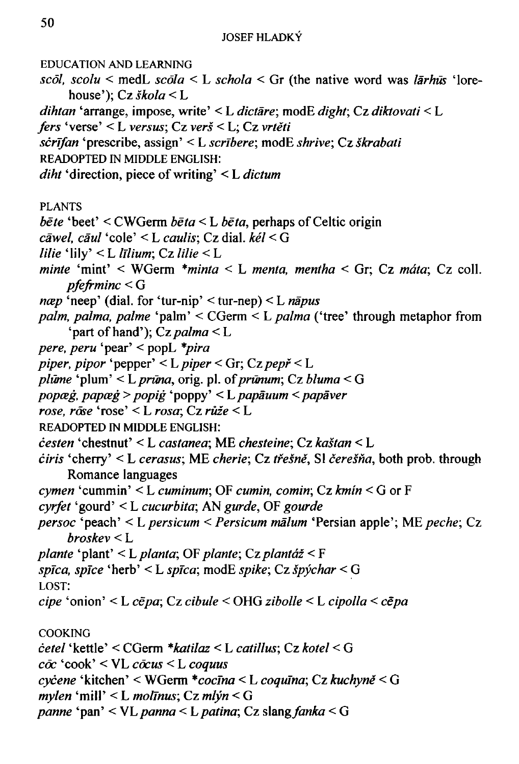EDUCATION AND LEARNING

*scōl, scolu* < medL *scōla* < L *schola* < Gr (the native word was *lārhūs* 'lore-house'); Cz *škola* < L

*dihtan* 'arrange, impose, write' < L *dictāre*; modE *dight*; Cz *diktovati* < L

*fers* 'verse' < L *versus*; Cz *verš* < L; Cz *vrtěti*

*sċrīfan* 'prescribe, assign' < L *scrībere*; modE *shrive*; Cz *škrabati*

READOPTED IN MIDDLE ENGLISH:

*diht* 'direction, piece of writing' < L *dictum*

PLANTS

*bēte* 'beet' < CWGerm *bēta* < L *bēta*, perhaps of Celtic origin

*cāwel, cāul* 'cole' < L *caulis*; Cz dial. *kél* < G

*lilie* 'lily' < L *līlium*; Cz *lilie* < L

*minte* 'mint' < WGerm *\*minta* < L *menta, mentha* < Gr; Cz *máta*; Cz coll. *pfefrminc* < G

*næp* 'neep' (dial. for 'tur-nip' < tur-nep) < L *nāpus*

*palm, palma, palme* 'palm' < CGerm < L *palma* ('tree' through metaphor from 'part of hand'); Cz *palma* < L

*pere, peru* 'pear' < popL *\*pira*

*piper, pipor* 'pepper' < L *piper* < Gr; Cz *pepř* < L

*plūme* 'plum' < L *prūna*, orig. pl. of *prūnum*; Cz *bluma* < G

*popæġ, papæġ* > *popiġ* 'poppy' < L *papāuum* < *papāver*

*rose, rōse* 'rose' < L *rosa*; Cz *růže* < L

READOPTED IN MIDDLE ENGLISH:

*ċesten* 'chestnut' < L *castanea*; ME *chesteine*; Cz *kaštan* < L

*ċiris* 'cherry' < L *cerasus*; ME *cherie*; Cz *třešně*, Sl *čerešňa*, both prob. through Romance languages

*cymen* 'cummin' < L *cuminum*; OF *cumin, comin*; Cz *kmín* < G or F

*cyrfet* 'gourd' < L *cucurbita*; AN *gurde*, OF *gourde*

*persoc* 'peach' < L *persicum* < *Persicum mālum* 'Persian apple'; ME *peche*; Cz *broskev* < L

*plante* 'plant' < L *planta*; OF *plante*; Cz *plantáž* < F

*spīca, spīce* 'herb' < L *spīca*; modE *spike*; Cz *špýchar* < G

LOST:

*cipe* 'onion' < L *cēpa*; Cz *cibule* < OHG *zibolle* < L *cipolla* < *cēpa*

COOKING

*ċetel* 'kettle' < CGerm *\*katilaz* < L *catillus*; Cz *kotel* < G

*cōc* 'cook' < VL *cōcus* < L *coquus*

*cyċene* 'kitchen' < WGerm *\*cocīna* < L *coquīna*; Cz *kuchyně* < G

*mylen* 'mill' < L *molīnus*; Cz *mlýn* < G

*panne* 'pan' < VL *panna* < L *patina*; Cz slang *fanka* < G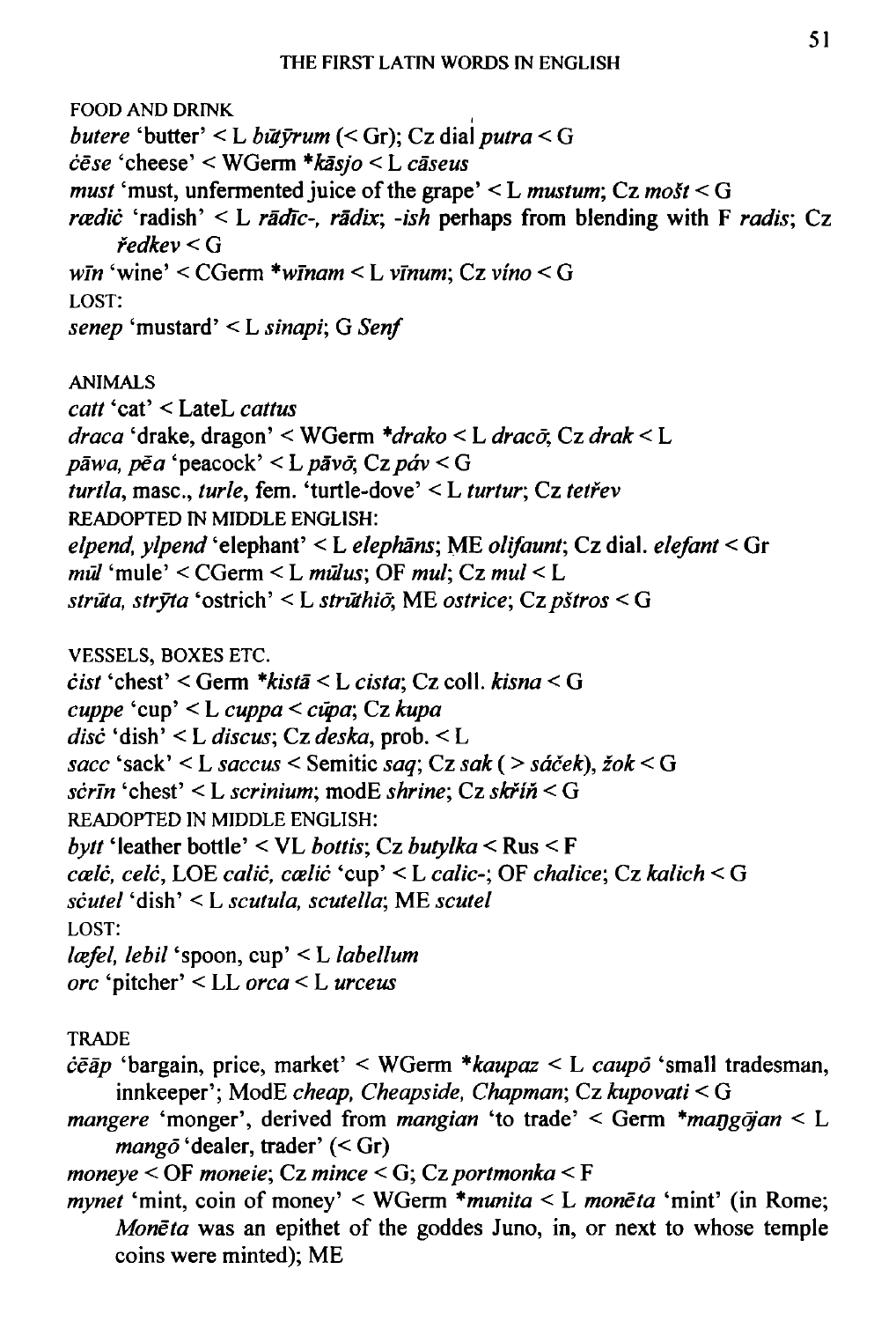FOOD AND DRINK

*butere* 'butter' < L *būtȳrum* (< Gr); Cz dial *putra* < G

*ċēse* 'cheese' < WGerm *\*kāsjo* < L *cāseus*

*must* 'must, unfermented juice of the grape' < L *mustum*; Cz *mošt* < G

*rædiċ* 'radish' < L *rādīc-, rādix*; *-ish* perhaps from blending with F *radis*; Cz *ředkev* < G

*wīn* 'wine' < CGerm *\*wīnam* < L *vīnum*; Cz *víno* < G

LOST:

*senep* 'mustard' < L *sinapi*; G *Senf*

ANIMALS

*catt* 'cat' < LateL *cattus*

*draca* 'drake, dragon' < WGerm *\*drako* < L *dracō*; Cz *drak* < L

*pāwa, pēa* 'peacock' < L *pāvō*; Cz *páv* < G

*turtla*, masc., *turle*, fem. 'turtle-dove' < L *turtur*; Cz *tetřev*

READOPTED IN MIDDLE ENGLISH:

*elpend, ylpend* 'elephant' < L *elephāns*; ME *olifaunt*; Cz dial. *elefant* < Gr

*mūl* 'mule' < CGerm < L *mūlus*; OF *mul*; Cz *mul* < L

*strūta, strȳta* 'ostrich' < L *strūthiō*; ME *ostrice*; Cz *pštros* < G

VESSELS, BOXES ETC.

*ċist* 'chest' < Germ *\*kistā* < L *cista*; Cz coll. *kisna* < G

*cuppe* 'cup' < L *cuppa* < *cūpa*; Cz *kupa*

*disċ* 'dish' < L *discus*; Cz *deska*, prob. < L

*sacc* 'sack' < L *saccus* < Semitic *saq*; Cz *sak* ( > *sáček*), *žok* < G

*sċrīn* 'chest' < L *scrinium*; modE *shrine*; Cz *skříň* < G

READOPTED IN MIDDLE ENGLISH:

*bytt* 'leather bottle' < VL *bottis*; Cz *butylka* < Rus < F

*cælċ, celċ*, LOE *caliċ, cæliċ* 'cup' < L *calic-*; OF *chalice*; Cz *kalich* < G

*sċutel* 'dish' < L *scutula, scutella*; ME *scutel*

LOST:

*læfel, lebil* 'spoon, cup' < L *labellum*

*orc* 'pitcher' < LL *orca* < L *urceus*

TRADE

*ċēap* 'bargain, price, market' < WGerm *\*kaupaz* < L *caupō* 'small tradesman, innkeeper'; ModE *cheap, Cheapside, Chapman*; Cz *kupovati* < G

*mangere* 'monger', derived from *mangian* 'to trade' < Germ *\*maŋgōjan* < L *mangō* 'dealer, trader' (< Gr)

*moneye* < OF *moneie*; Cz *mince* < G; Cz *portmonka* < F

*mynet* 'mint, coin of money' < WGerm *\*munita* < L *monēta* 'mint' (in Rome; *Monēta* was an epithet of the goddes Juno, in, or next to whose temple coins were minted); ME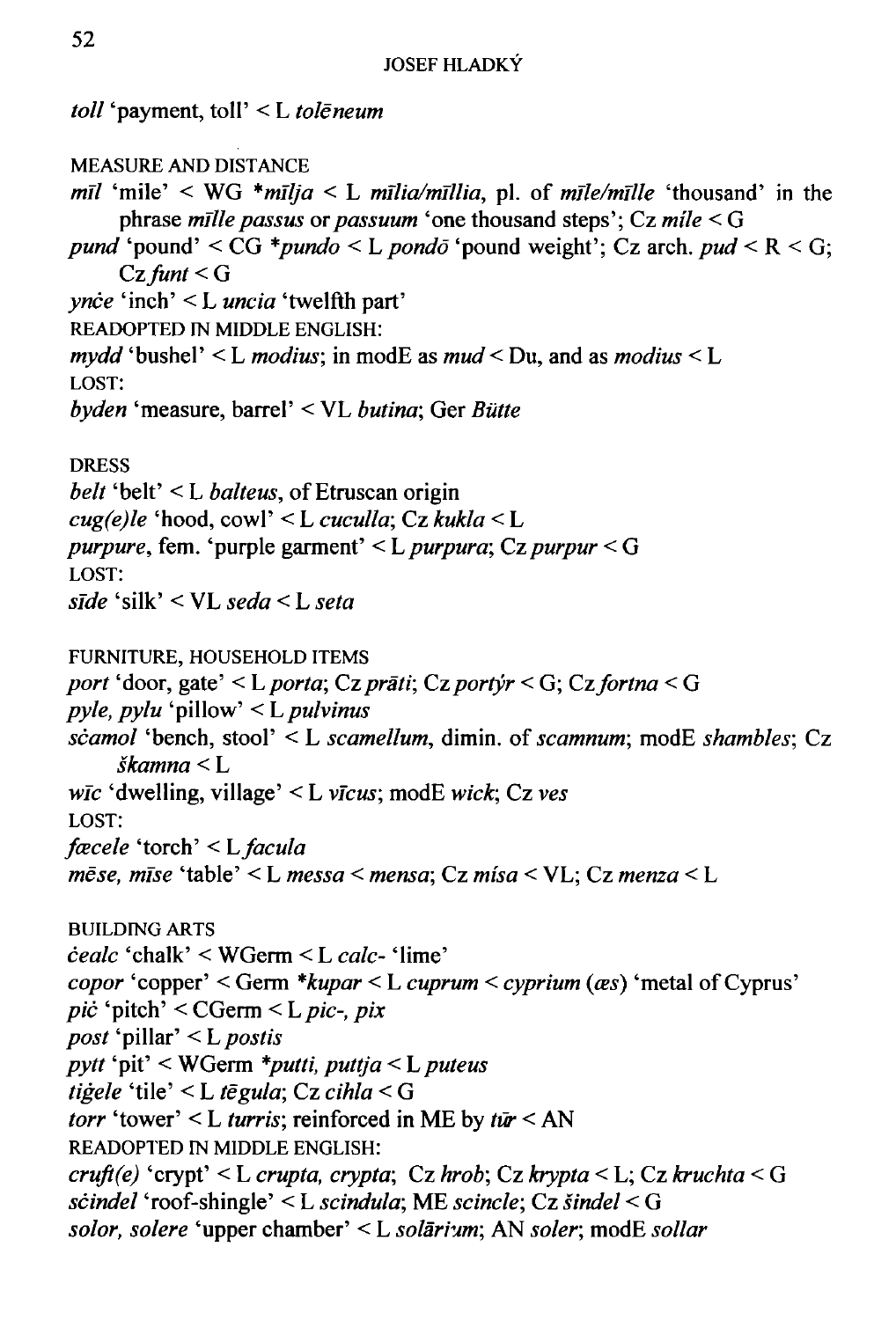*toll* 'payment, toll' < L *tolēneum*

MEASURE AND DISTANCE

*mīl* 'mile' < WG **mīlja* < L *mīlia/mīllia*, pl. of *mīle/mīlle* 'thousand' in the phrase *mīlle passus* or *passuum* 'one thousand steps'; Cz *míle* < G

*pund* 'pound' < CG **pundo* < L *pondō* 'pound weight'; Cz arch. *pud* < R < G; Cz *funt* < G

*ynće* 'inch' < L *uncia* 'twelfth part'

READOPTED IN MIDDLE ENGLISH:

*mydd* 'bushel' < L *modius*; in modE as *mud* < Du, and as *modius* < L

LOST:

*byden* 'measure, barrel' < VL *butina*; Ger *Bütte*

DRESS

*belt* 'belt' < L *balteus*, of Etruscan origin

*cug(e)le* 'hood, cowl' < L *cuculla*; Cz *kukla* < L

*purpure*, fem. 'purple garment' < L *purpura*; Cz *purpur* < G

LOST:

*sīde* 'silk' < VL *seda* < L *seta*

FURNITURE, HOUSEHOLD ITEMS

*port* 'door, gate' < L *porta*; Cz *prāti*; Cz *portýr* < G; Cz *fortna* < G

*pyle, pylu* 'pillow' < L *pulvinus*

*sćamol* 'bench, stool' < L *scamellum*, dimin. of *scamnum*; modE *shambles*; Cz *škamna* < L

*wīc* 'dwelling, village' < L *vīcus*; modE *wick*; Cz *ves*

LOST:

*fæcele* 'torch' < L *facula*

*mēse, mīse* 'table' < L *messa* < *mensa*; Cz *mísa* < VL; Cz *menza* < L

BUILDING ARTS

*ćealc* 'chalk' < WGerm < L *calc-* 'lime'

*copor* 'copper' < Germ **kupar* < L *cuprum* < *cyprium* (*æs*) 'metal of Cyprus'

*pić* 'pitch' < CGerm < L *pic-, pix*

*post* 'pillar' < L *postis*

*pytt* 'pit' < WGerm **putti, puttja* < L *puteus*

*tiġele* 'tile' < L *tēgula*; Cz *cihla* < G

*torr* 'tower' < L *turris*; reinforced in ME by *tūr* < AN

READOPTED IN MIDDLE ENGLISH:

*cruft(e)* 'crypt' < L *crupta, crypta*; Cz *hrob*; Cz *krypta* < L; Cz *kruchta* < G

*sćindel* 'roof-shingle' < L *scindula*; ME *scincle*; Cz *šindel* < G

*solor, solere* 'upper chamber' < L *solārium*; AN *soler*; modE *sollar*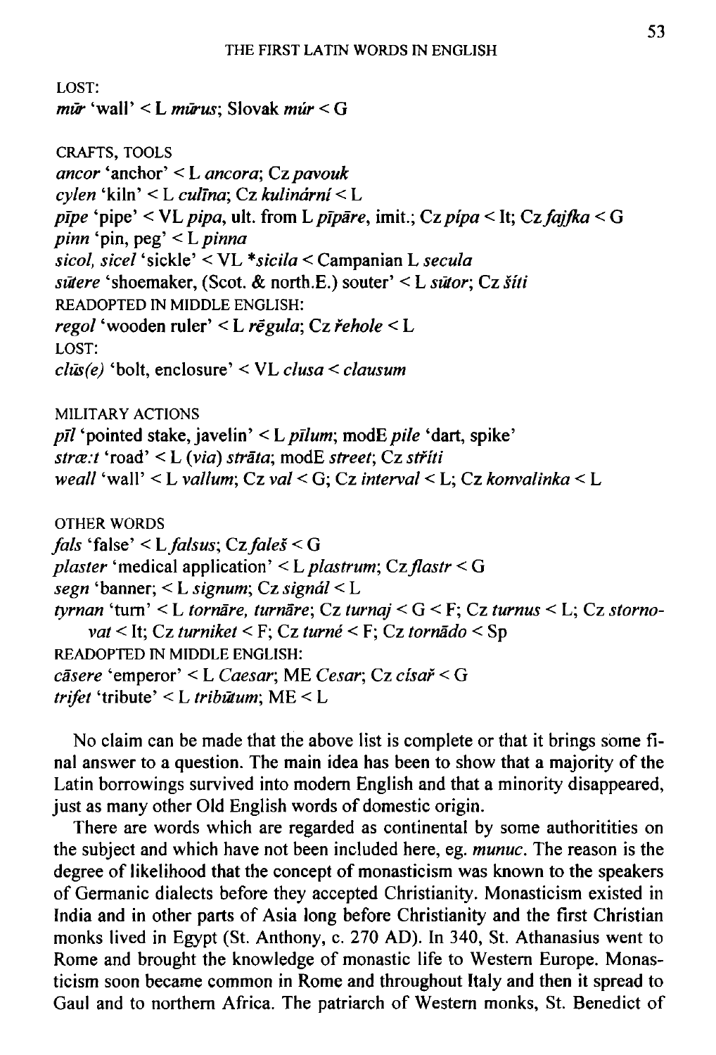LOST:

*mūr* 'wall' < L *mūrus*; Slovak *múr* < G

CRAFTS, TOOLS

*ancor* 'anchor' < L *ancora*; Cz *pavouk*
*cylen* 'kiln' < L *culīna*; Cz *kulinární* < L
*pīpe* 'pipe' < VL *pipa*, ult. from L *pīpāre*, imit.; Cz *pípa* < It; Cz *fajfka* < G
*pinn* 'pin, peg' < L *pinna*
*sicol, sicel* 'sickle' < VL **sicila* < Campanian L *secula*
*sūtere* 'shoemaker, (Scot. & north.E.) souter' < L *sūtor*; Cz *šíti*

READOPTED IN MIDDLE ENGLISH:

*regol* 'wooden ruler' < L *rēgula*; Cz *řehole* < L

LOST:

*clūs(e)* 'bolt, enclosure' < VL *clusa* < *clausum*

MILITARY ACTIONS

*pīl* 'pointed stake, javelin' < L *pīlum*; modE *pile* 'dart, spike'
*stræ:t* 'road' < L (*via*) *strāta*; modE *street*; Cz *stříti*
*weall* 'wall' < L *vallum*; Cz *val* < G; Cz *interval* < L; Cz *konvalinka* < L

OTHER WORDS

*fals* 'false' < L *falsus*; Cz *faleš* < G
*plaster* 'medical application' < L *plastrum*; Cz *flastr* < G
*segn* 'banner; < L *signum*; Cz *signál* < L
*tyrnan* 'turn' < L *tornāre, turnāre*; Cz *turnaj* < G < F; Cz *turnus* < L; Cz *stornovat* < It; Cz *turniket* < F; Cz *turné* < F; Cz *tornādo* < Sp

READOPTED IN MIDDLE ENGLISH:

*cāsere* 'emperor' < L *Caesar*; ME *Cesar*; Cz *císař* < G
*trifet* 'tribute' < L *tribūtum*; ME < L

No claim can be made that the above list is complete or that it brings some final answer to a question. The main idea has been to show that a majority of the Latin borrowings survived into modern English and that a minority disappeared, just as many other Old English words of domestic origin.

There are words which are regarded as continental by some authoritities on the subject and which have not been included here, eg. *munuc*. The reason is the degree of likelihood that the concept of monasticism was known to the speakers of Germanic dialects before they accepted Christianity. Monasticism existed in India and in other parts of Asia long before Christianity and the first Christian monks lived in Egypt (St. Anthony, c. 270 AD). In 340, St. Athanasius went to Rome and brought the knowledge of monastic life to Western Europe. Monasticism soon became common in Rome and throughout Italy and then it spread to Gaul and to northern Africa. The patriarch of Western monks, St. Benedict of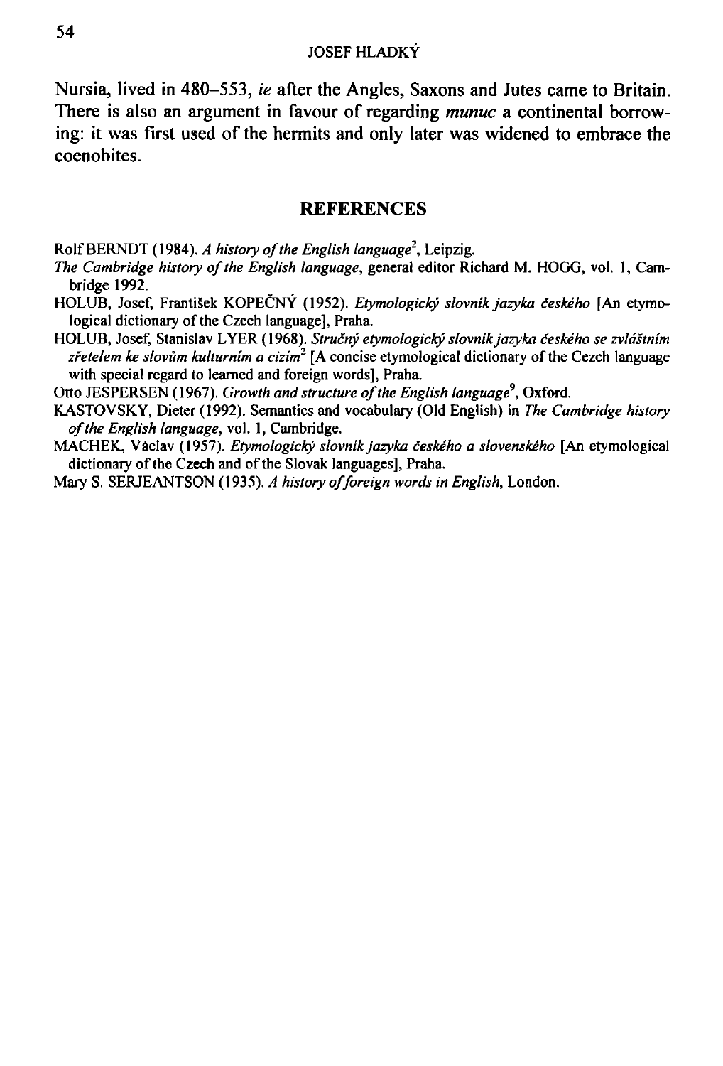Nursia, lived in 480–553, *ie* after the Angles, Saxons and Jutes came to Britain. There is also an argument in favour of regarding *munuc* a continental borrowing: it was first used of the hermits and only later was widened to embrace the coenobites.

## REFERENCES

Rolf BERNDT (1984). *A history of the English language*[2], Leipzig.

*The Cambridge history of the English language*, general editor Richard M. HOGG, vol. 1, Cambridge 1992.

HOLUB, Josef, František KOPEČNÝ (1952). *Etymologický slovník jazyka českého* [An etymological dictionary of the Czech language], Praha.

HOLUB, Josef, Stanislav LYER (1968). *Stručný etymologický slovník jazyka českého se zvláštním zřetelem ke slovům kulturním a cizím*[2] [A concise etymological dictionary of the Cezch language with special regard to learned and foreign words], Praha.

Otto JESPERSEN (1967). *Growth and structure of the English language*[9], Oxford.

KASTOVSKY, Dieter (1992). Semantics and vocabulary (Old English) in *The Cambridge history of the English language*, vol. 1, Cambridge.

MACHEK, Václav (1957). *Etymologický slovník jazyka českého a slovenského* [An etymological dictionary of the Czech and of the Slovak languages], Praha.

Mary S. SERJEANTSON (1935). *A history of foreign words in English*, London.